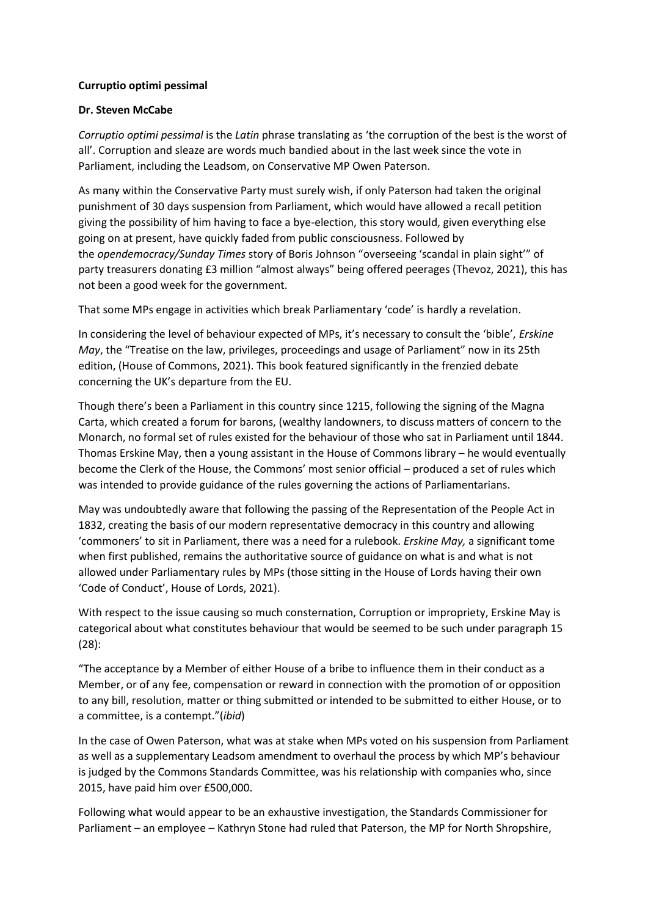**Curruptio optimi pessimal**

**Dr. Steven McCabe**

*Corruptio optimi pessimal* is the *Latin* phrase translating as 'the corruption of the best is the worst of all'. Corruption and sleaze are words much bandied about in the last week since the vote in Parliament, including the Leadsom, on Conservative MP Owen Paterson.

As many within the Conservative Party must surely wish, if only Paterson had taken the original punishment of 30 days suspension from Parliament, which would have allowed a recall petition giving the possibility of him having to face a bye-election, this story would, given everything else going on at present, have quickly faded from public consciousness. Followed by the *opendemocracy/Sunday Times* story of Boris Johnson "overseeing 'scandal in plain sight'" of party treasurers donating £3 million "almost always" being offered peerages (Thevoz, 2021), this has not been a good week for the government.

That some MPs engage in activities which break Parliamentary 'code' is hardly a revelation.

In considering the level of behaviour expected of MPs, it's necessary to consult the 'bible', *Erskine May*, the "Treatise on the law, privileges, proceedings and usage of Parliament" now in its 25th edition, (House of Commons, 2021). This book featured significantly in the frenzied debate concerning the UK's departure from the EU.

Though there's been a Parliament in this country since 1215, following the signing of the Magna Carta, which created a forum for barons, (wealthy landowners, to discuss matters of concern to the Monarch, no formal set of rules existed for the behaviour of those who sat in Parliament until 1844. Thomas Erskine May, then a young assistant in the House of Commons library – he would eventually become the Clerk of the House, the Commons' most senior official – produced a set of rules which was intended to provide guidance of the rules governing the actions of Parliamentarians.

May was undoubtedly aware that following the passing of the Representation of the People Act in 1832, creating the basis of our modern representative democracy in this country and allowing 'commoners' to sit in Parliament, there was a need for a rulebook. *Erskine May,* a significant tome when first published, remains the authoritative source of guidance on what is and what is not allowed under Parliamentary rules by MPs (those sitting in the House of Lords having their own 'Code of Conduct', House of Lords, 2021).

With respect to the issue causing so much consternation, Corruption or impropriety, Erskine May is categorical about what constitutes behaviour that would be seemed to be such under paragraph 15 (28):

"The acceptance by a Member of either House of a bribe to influence them in their conduct as a Member, or of any fee, compensation or reward in connection with the promotion of or opposition to any bill, resolution, matter or thing submitted or intended to be submitted to either House, or to a committee, is a contempt."(*ibid*)

In the case of Owen Paterson, what was at stake when MPs voted on his suspension from Parliament as well as a supplementary Leadsom amendment to overhaul the process by which MP's behaviour is judged by the Commons Standards Committee, was his relationship with companies who, since 2015, have paid him over £500,000.

Following what would appear to be an exhaustive investigation, the Standards Commissioner for Parliament – an employee – Kathryn Stone had ruled that Paterson, the MP for North Shropshire,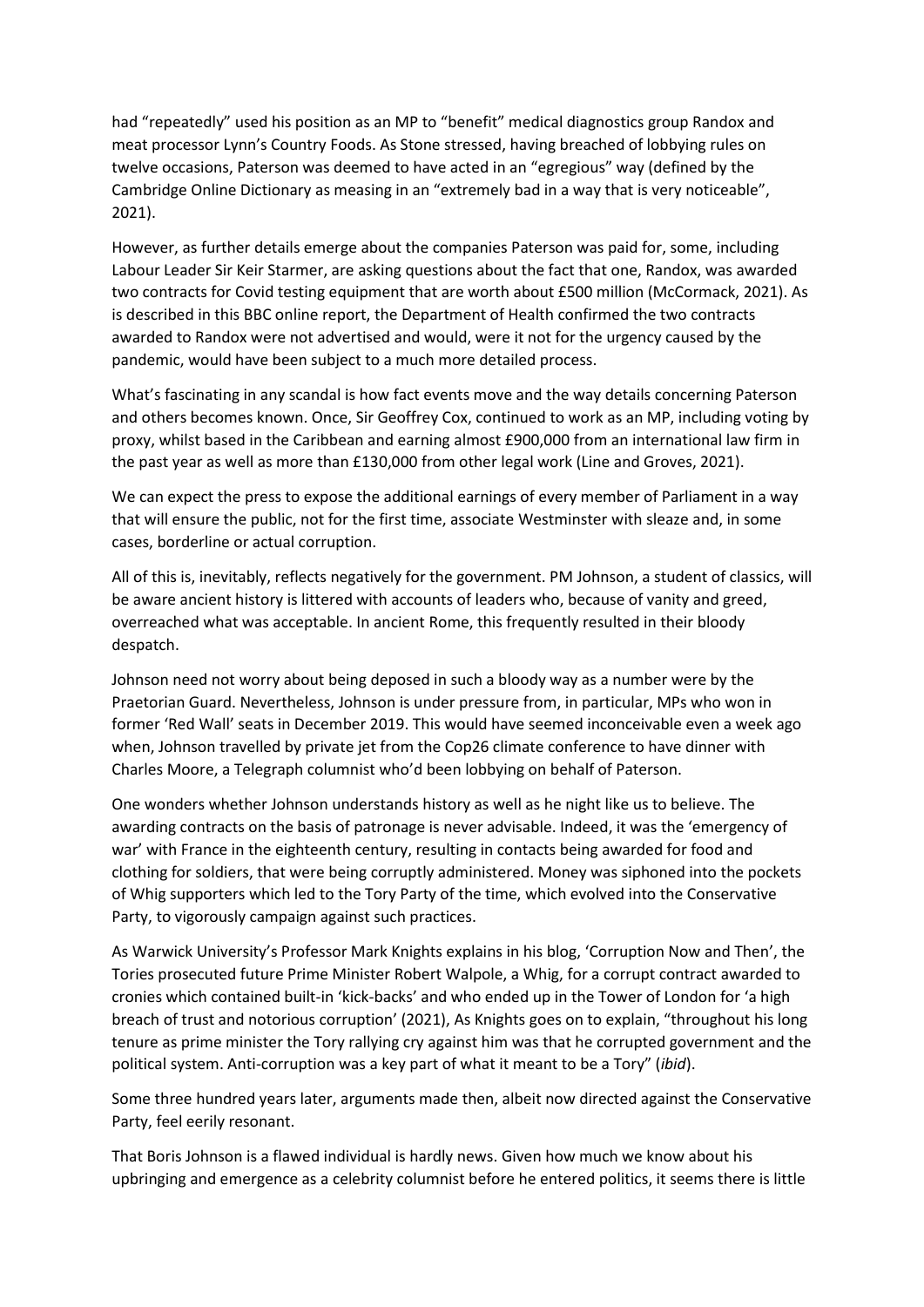had "repeatedly" used his position as an MP to "benefit" medical diagnostics group Randox and meat processor Lynn's Country Foods. As Stone stressed, having breached of lobbying rules on twelve occasions, Paterson was deemed to have acted in an "egregious" way (defined by the Cambridge Online Dictionary as measing in an "extremely bad in a way that is very noticeable", 2021).

However, as further details emerge about the companies Paterson was paid for, some, including Labour Leader Sir Keir Starmer, are asking questions about the fact that one, Randox, was awarded two contracts for Covid testing equipment that are worth about £500 million (McCormack, 2021). As is described in this BBC online report, the Department of Health confirmed the two contracts awarded to Randox were not advertised and would, were it not for the urgency caused by the pandemic, would have been subject to a much more detailed process.

What's fascinating in any scandal is how fact events move and the way details concerning Paterson and others becomes known. Once, Sir Geoffrey Cox, continued to work as an MP, including voting by proxy, whilst based in the Caribbean and earning almost £900,000 from an international law firm in the past year as well as more than £130,000 from other legal work (Line and Groves, 2021).

We can expect the press to expose the additional earnings of every member of Parliament in a way that will ensure the public, not for the first time, associate Westminster with sleaze and, in some cases, borderline or actual corruption.

All of this is, inevitably, reflects negatively for the government. PM Johnson, a student of classics, will be aware ancient history is littered with accounts of leaders who, because of vanity and greed, overreached what was acceptable. In ancient Rome, this frequently resulted in their bloody despatch.

Johnson need not worry about being deposed in such a bloody way as a number were by the Praetorian Guard. Nevertheless, Johnson is under pressure from, in particular, MPs who won in former 'Red Wall' seats in December 2019. This would have seemed inconceivable even a week ago when, Johnson travelled by private jet from the Cop26 climate conference to have dinner with Charles Moore, a Telegraph columnist who'd been lobbying on behalf of Paterson.

One wonders whether Johnson understands history as well as he night like us to believe. The awarding contracts on the basis of patronage is never advisable. Indeed, it was the 'emergency of war' with France in the eighteenth century, resulting in contacts being awarded for food and clothing for soldiers, that were being corruptly administered. Money was siphoned into the pockets of Whig supporters which led to the Tory Party of the time, which evolved into the Conservative Party, to vigorously campaign against such practices.

As Warwick University's Professor Mark Knights explains in his blog, 'Corruption Now and Then', the Tories prosecuted future Prime Minister Robert Walpole, a Whig, for a corrupt contract awarded to cronies which contained built-in 'kick-backs' and who ended up in the Tower of London for 'a high breach of trust and notorious corruption' (2021), As Knights goes on to explain, "throughout his long tenure as prime minister the Tory rallying cry against him was that he corrupted government and the political system. Anti-corruption was a key part of what it meant to be a Tory" (*ibid*).

Some three hundred years later, arguments made then, albeit now directed against the Conservative Party, feel eerily resonant.

That Boris Johnson is a flawed individual is hardly news. Given how much we know about his upbringing and emergence as a celebrity columnist before he entered politics, it seems there is little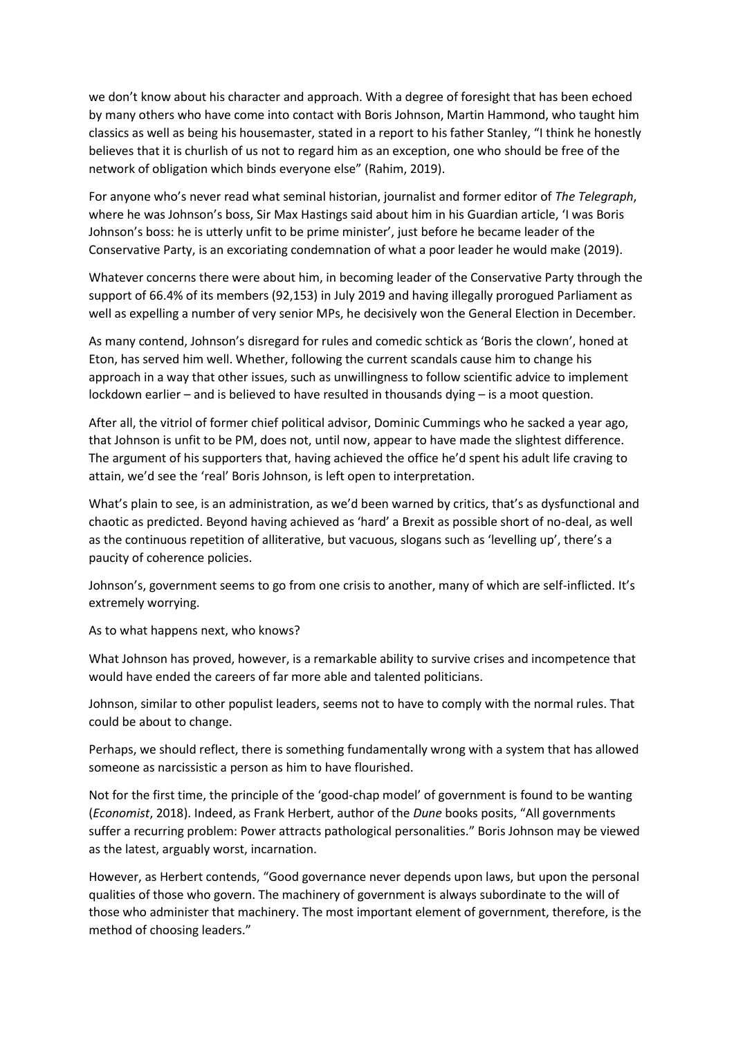we don't know about his character and approach. With a degree of foresight that has been echoed by many others who have come into contact with Boris Johnson, Martin Hammond, who taught him classics as well as being his housemaster, stated in a report to his father Stanley, "I think he honestly believes that it is churlish of us not to regard him as an exception, one who should be free of the network of obligation which binds everyone else" (Rahim, 2019).

For anyone who's never read what seminal historian, journalist and former editor of *The Telegraph*, where he was Johnson's boss, Sir Max Hastings said about him in his Guardian article, 'I was Boris Johnson's boss: he is utterly unfit to be prime minister', just before he became leader of the Conservative Party, is an excoriating condemnation of what a poor leader he would make (2019).

Whatever concerns there were about him, in becoming leader of the Conservative Party through the support of 66.4% of its members (92,153) in July 2019 and having illegally prorogued Parliament as well as expelling a number of very senior MPs, he decisively won the General Election in December.

As many contend, Johnson's disregard for rules and comedic schtick as 'Boris the clown', honed at Eton, has served him well. Whether, following the current scandals cause him to change his approach in a way that other issues, such as unwillingness to follow scientific advice to implement lockdown earlier – and is believed to have resulted in thousands dying – is a moot question.

After all, the vitriol of former chief political advisor, Dominic Cummings who he sacked a year ago, that Johnson is unfit to be PM, does not, until now, appear to have made the slightest difference. The argument of his supporters that, having achieved the office he'd spent his adult life craving to attain, we'd see the 'real' Boris Johnson, is left open to interpretation.

What's plain to see, is an administration, as we'd been warned by critics, that's as dysfunctional and chaotic as predicted. Beyond having achieved as 'hard' a Brexit as possible short of no-deal, as well as the continuous repetition of alliterative, but vacuous, slogans such as 'levelling up', there's a paucity of coherence policies.

Johnson's, government seems to go from one crisis to another, many of which are self-inflicted. It's extremely worrying.

As to what happens next, who knows?

What Johnson has proved, however, is a remarkable ability to survive crises and incompetence that would have ended the careers of far more able and talented politicians.

Johnson, similar to other populist leaders, seems not to have to comply with the normal rules. That could be about to change.

Perhaps, we should reflect, there is something fundamentally wrong with a system that has allowed someone as narcissistic a person as him to have flourished.

Not for the first time, the principle of the 'good-chap model' of government is found to be wanting (*Economist*, 2018). Indeed, as Frank Herbert, author of the *Dune* books posits, "All governments suffer a recurring problem: Power attracts pathological personalities." Boris Johnson may be viewed as the latest, arguably worst, incarnation.

However, as Herbert contends, "Good governance never depends upon laws, but upon the personal qualities of those who govern. The machinery of government is always subordinate to the will of those who administer that machinery. The most important element of government, therefore, is the method of choosing leaders."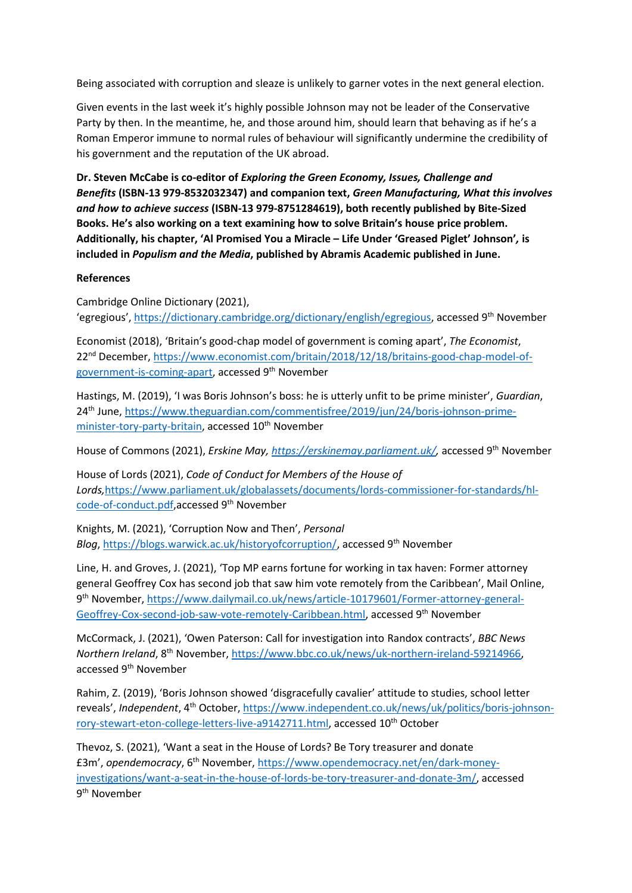Being associated with corruption and sleaze is unlikely to garner votes in the next general election.

Given events in the last week it's highly possible Johnson may not be leader of the Conservative Party by then. In the meantime, he, and those around him, should learn that behaving as if he's a Roman Emperor immune to normal rules of behaviour will significantly undermine the credibility of his government and the reputation of the UK abroad.

**Dr. Steven McCabe is co-editor of *Exploring the Green Economy, Issues, Challenge and Benefits* (ISBN-13 979-8532032347) and companion text, *Green Manufacturing, What this involves and how to achieve success* (ISBN-13 979-8751284619), both recently published by Bite-Sized Books. He's also working on a text examining how to solve Britain's house price problem. Additionally, his chapter, 'Al Promised You a Miracle – Life Under 'Greased Piglet' Johnson', is included in *Populism and the Media*, published by Abramis Academic published in June.**

**References**

Cambridge Online Dictionary (2021), 'egregious', https://dictionary.cambridge.org/dictionary/english/egregious, accessed 9th November

Economist (2018), 'Britain's good-chap model of government is coming apart', *The Economist*, 22nd December, https://www.economist.com/britain/2018/12/18/britains-good-chap-model-of-government-is-coming-apart, accessed 9th November

Hastings, M. (2019), 'I was Boris Johnson's boss: he is utterly unfit to be prime minister', *Guardian*, 24th June, https://www.theguardian.com/commentisfree/2019/jun/24/boris-johnson-prime-minister-tory-party-britain, accessed 10th November

House of Commons (2021), *Erskine May, https://erskinemay.parliament.uk/,* accessed 9th November

House of Lords (2021), *Code of Conduct for Members of the House of Lords,*https://www.parliament.uk/globalassets/documents/lords-commissioner-for-standards/hl-code-of-conduct.pdf,accessed 9th November

Knights, M. (2021), 'Corruption Now and Then', *Personal Blog*, https://blogs.warwick.ac.uk/historyofcorruption/, accessed 9th November

Line, H. and Groves, J. (2021), 'Top MP earns fortune for working in tax haven: Former attorney general Geoffrey Cox has second job that saw him vote remotely from the Caribbean', Mail Online, 9th November, https://www.dailymail.co.uk/news/article-10179601/Former-attorney-general-Geoffrey-Cox-second-job-saw-vote-remotely-Caribbean.html, accessed 9th November

McCormack, J. (2021), 'Owen Paterson: Call for investigation into Randox contracts', *BBC News Northern Ireland*, 8th November, https://www.bbc.co.uk/news/uk-northern-ireland-59214966, accessed 9th November

Rahim, Z. (2019), 'Boris Johnson showed 'disgracefully cavalier' attitude to studies, school letter reveals', *Independent*, 4th October, https://www.independent.co.uk/news/uk/politics/boris-johnson-rory-stewart-eton-college-letters-live-a9142711.html, accessed 10th October

Thevoz, S. (2021), 'Want a seat in the House of Lords? Be Tory treasurer and donate £3m', *opendemocracy*, 6th November, https://www.opendemocracy.net/en/dark-money-investigations/want-a-seat-in-the-house-of-lords-be-tory-treasurer-and-donate-3m/, accessed 9th November